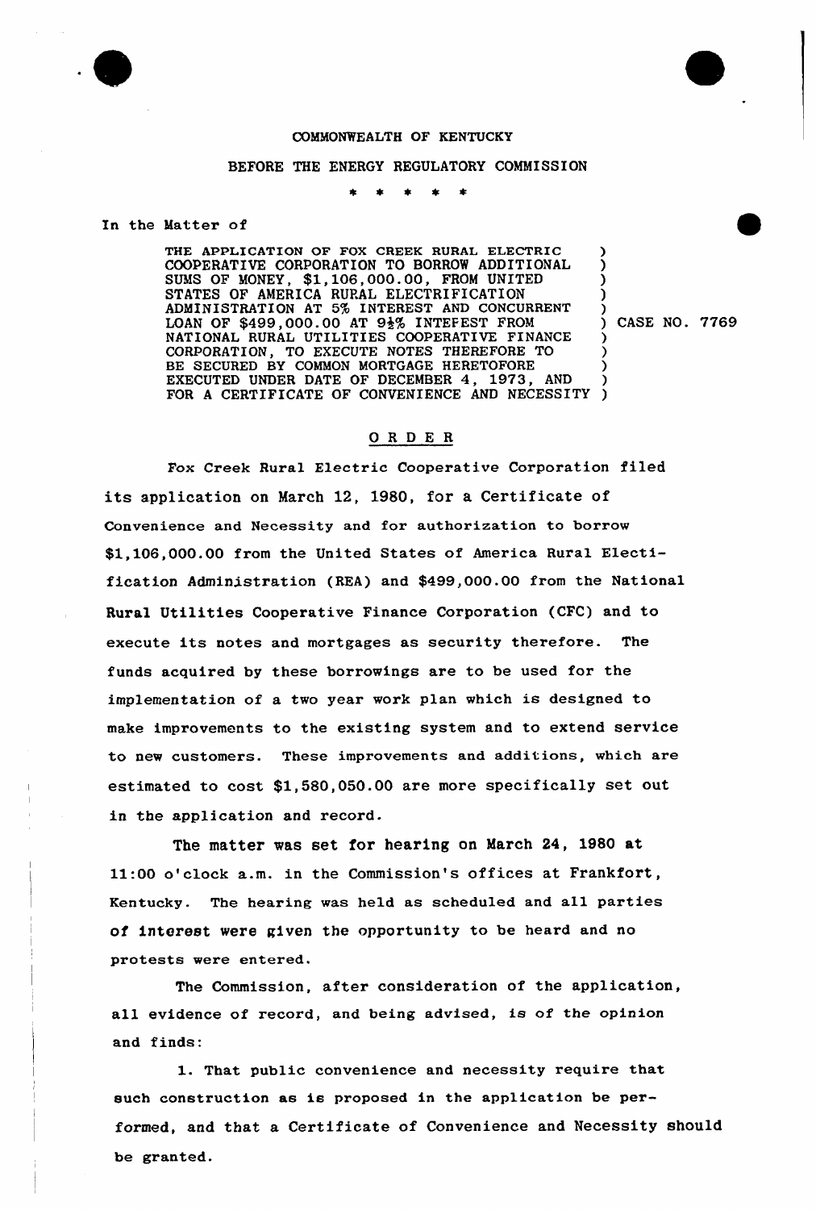COMMONWEALTH OF KENTUCKY

BEFORE THE ENERGY REGULATORY COMMISSION

\* \* \* \* \*

In the Matter of

| | |
|---|---|
| THE APPLICATION OF FOX CREEK RURAL ELECTRIC COOPERATIVE CORPORATION TO BORROW ADDITIONAL SUMS OF MONEY, $1,106,000.00, FROM UNITED STATES OF AMERICA RURAL ELECTRIFICATION ADMINISTRATION AT 5% INTEREST AND CONCURRENT LOAN OF $499,000.00 AT 9½% INTEFEST FROM NATIONAL RURAL UTILITIES COOPERATIVE FINANCE CORPORATION, TO EXECUTE NOTES THEREFORE TO BE SECURED BY COMMON MORTGAGE HERETOFORE EXECUTED UNDER DATE OF DECEMBER 4, 1973, AND FOR A CERTIFICATE OF CONVENIENCE AND NECESSITY | CASE NO. 7769 |

## O R D E R

Fox Creek Rural Electric Cooperative Corporation filed its application on March 12, 1980, for a Certificate of Convenience and Necessity and for authorization to borrow $1,106,000.00 from the United States of America Rural Electification Administration (REA) and $499,000.00 from the National Rural Utilities Cooperative Finance Corporation (CFC) and to execute its notes and mortgages as security therefore. The funds acquired by these borrowings are to be used for the implementation of a two year work plan which is designed to make improvements to the existing system and to extend service to new customers. These improvements and additions, which are estimated to cost $1,580,050.00 are more specifically set out in the application and record.

The matter was set for hearing on March 24, 1980 at 11:00 o'clock a.m. in the Commission's offices at Frankfort, Kentucky. The hearing was held as scheduled and all parties of interest were given the opportunity to be heard and no protests were entered.

The Commission, after consideration of the application, all evidence of record, and being advised, is of the opinion and finds:

1. That public convenience and necessity require that such construction as is proposed in the application be performed, and that a Certificate of Convenience and Necessity should be granted.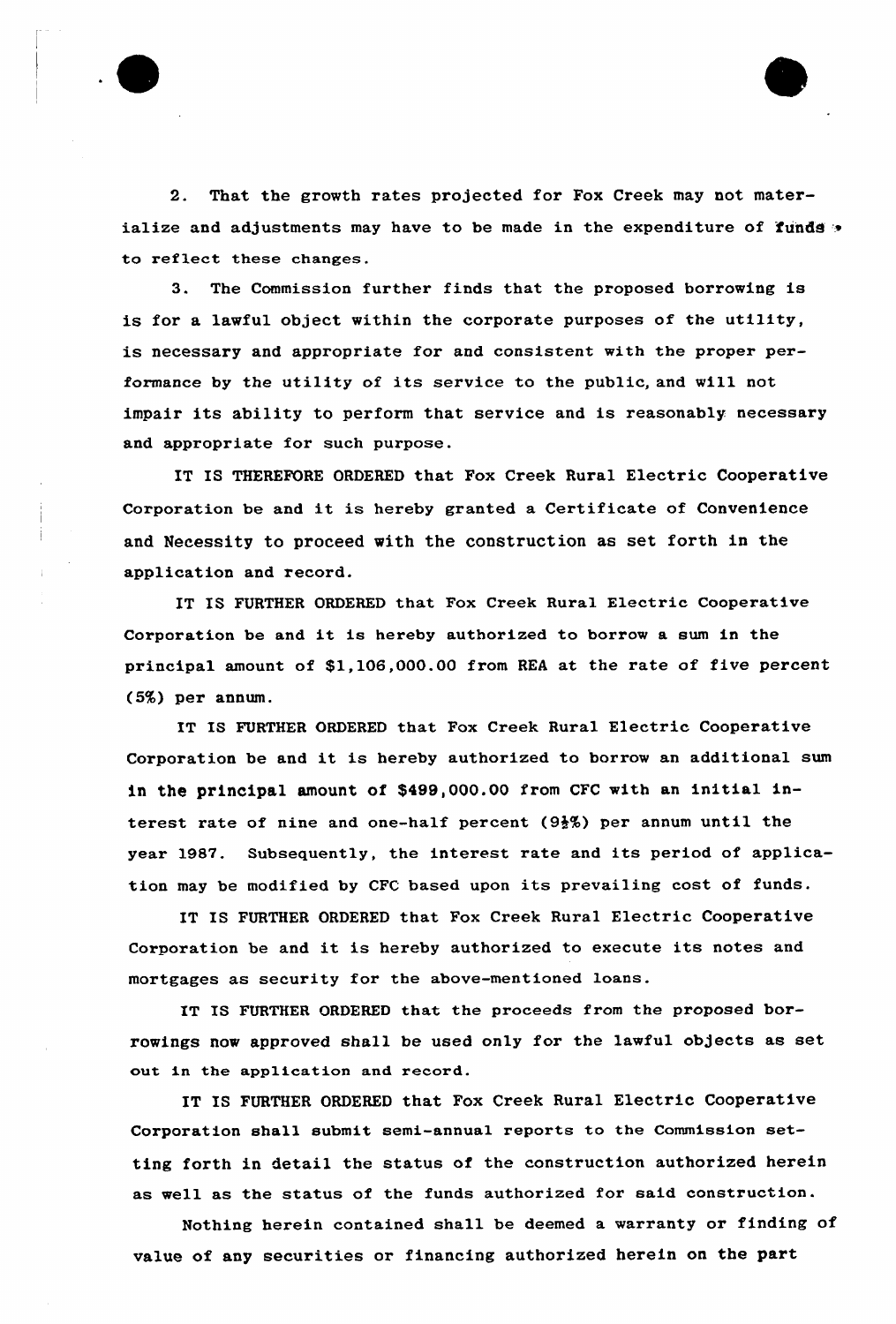2. That the growth rates projected for Fox Creek may not materialize and adjustments may have to be made in the expenditure of funds to reflect these changes.

3. The Commission further finds that the proposed borrowing is is for a lawful object within the corporate purposes of the utility, is necessary and appropriate for and consistent with the proper performance by the utility of its service to the public, and will not impair its ability to perform that service and is reasonably necessary and appropriate for such purpose.

IT IS THEREFORE ORDERED that Fox Creek Rural Electric Cooperative Corporation be and it is hereby granted a Certificate of Convenience and Necessity to proceed with the construction as set forth in the application and record.

IT IS FURTHER ORDERED that Fox Creek Rural Electric Cooperative Corporation be and it is hereby authorized to borrow a sum in the principal amount of $1,106,000.00 from REA at the rate of five percent (5%) per annum.

IT IS FURTHER ORDERED that Fox Creek Rural Electric Cooperative Corporation be and it is hereby authorized to borrow an additional sum in the principal amount of $499,000.00 from CFC with an initial interest rate of nine and one-half percent (9½%) per annum until the year 1987. Subsequently, the interest rate and its period of application may be modified by CFC based upon its prevailing cost of funds.

IT IS FURTHER ORDERED that Fox Creek Rural Electric Cooperative Corporation be and it is hereby authorized to execute its notes and mortgages as security for the above-mentioned loans.

IT IS FURTHER ORDERED that the proceeds from the proposed borrowings now approved shall be used only for the lawful objects as set out in the application and record.

IT IS FURTHER ORDERED that Fox Creek Rural Electric Cooperative Corporation shall submit semi-annual reports to the Commission setting forth in detail the status of the construction authorized herein as well as the status of the funds authorized for said construction.

Nothing herein contained shall be deemed a warranty or finding of value of any securities or financing authorized herein on the part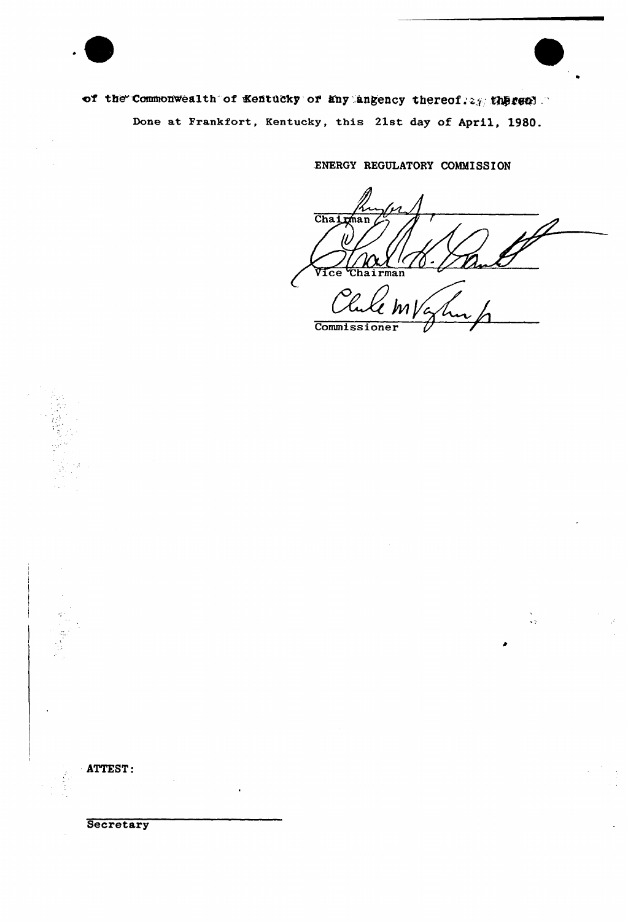of the Commonwealth of Kentucky or any angency thereof. thereof.

Done at Frankfort, Kentucky, this 21st day of April, 1980.

ENERGY REGULATORY COMMISSION

Chairman

Vice Chairman

Commissioner

ATTEST:

Secretary